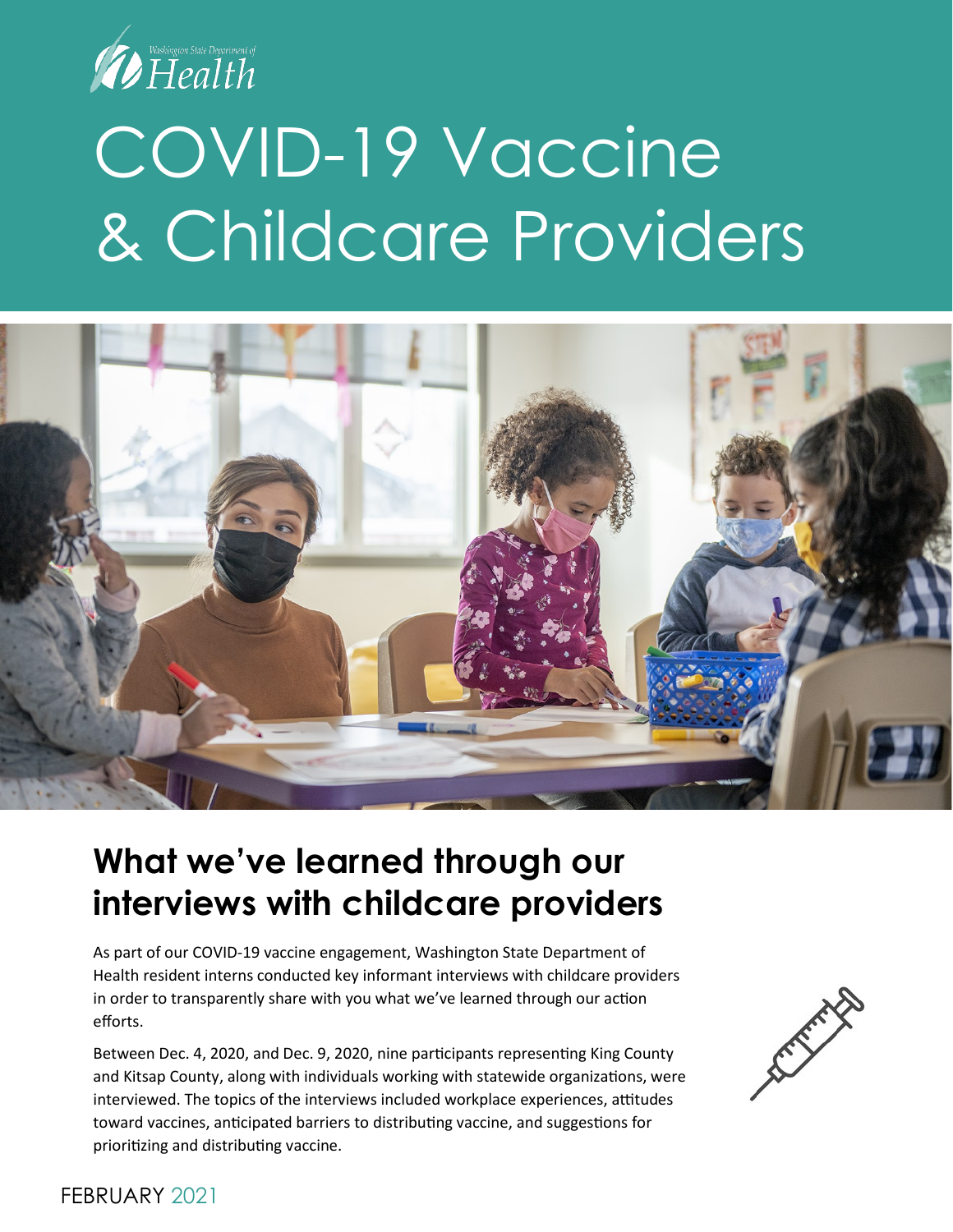Washington State Department of Health

# COVID-19 Vaccine & Childcare Providers

## What we've learned through our interviews with childcare providers

As part of our COVID-19 vaccine engagement, Washington State Department of Health resident interns conducted key informant interviews with childcare providers in order to transparently share with you what we've learned through our action efforts.

Between Dec. 4, 2020, and Dec. 9, 2020, nine participants representing King County and Kitsap County, along with individuals working with statewide organizations, were interviewed. The topics of the interviews included workplace experiences, attitudes toward vaccines, anticipated barriers to distributing vaccine, and suggestions for prioritizing and distributing vaccine.

FEBRUARY 2021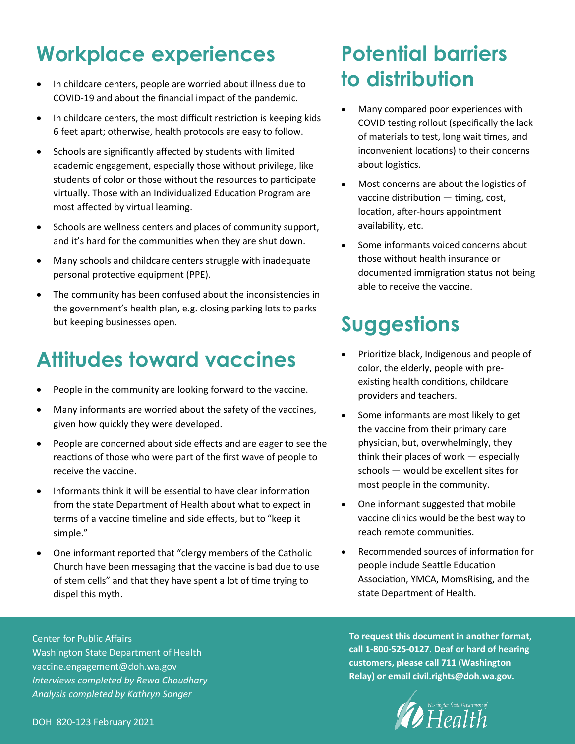## Workplace experiences

- In childcare centers, people are worried about illness due to COVID-19 and about the financial impact of the pandemic.
- In childcare centers, the most difficult restriction is keeping kids 6 feet apart; otherwise, health protocols are easy to follow.
- Schools are significantly affected by students with limited academic engagement, especially those without privilege, like students of color or those without the resources to participate virtually. Those with an Individualized Education Program are most affected by virtual learning.
- Schools are wellness centers and places of community support, and it's hard for the communities when they are shut down.
- Many schools and childcare centers struggle with inadequate personal protective equipment (PPE).
- The community has been confused about the inconsistencies in the government's health plan, e.g. closing parking lots to parks but keeping businesses open.

## Attitudes toward vaccines

- People in the community are looking forward to the vaccine.
- Many informants are worried about the safety of the vaccines, given how quickly they were developed.
- People are concerned about side effects and are eager to see the reactions of those who were part of the first wave of people to receive the vaccine.
- Informants think it will be essential to have clear information from the state Department of Health about what to expect in terms of a vaccine timeline and side effects, but to "keep it simple."
- One informant reported that "clergy members of the Catholic Church have been messaging that the vaccine is bad due to use of stem cells" and that they have spent a lot of time trying to dispel this myth.

## Potential barriers to distribution

- Many compared poor experiences with COVID testing rollout (specifically the lack of materials to test, long wait times, and inconvenient locations) to their concerns about logistics.
- Most concerns are about the logistics of vaccine distribution — timing, cost, location, after-hours appointment availability, etc.
- Some informants voiced concerns about those without health insurance or documented immigration status not being able to receive the vaccine.

## Suggestions

- Prioritize black, Indigenous and people of color, the elderly, people with pre-existing health conditions, childcare providers and teachers.
- Some informants are most likely to get the vaccine from their primary care physician, but, overwhelmingly, they think their places of work — especially schools — would be excellent sites for most people in the community.
- One informant suggested that mobile vaccine clinics would be the best way to reach remote communities.
- Recommended sources of information for people include Seattle Education Association, YMCA, MomsRising, and the state Department of Health.

Center for Public Affairs
Washington State Department of Health
vaccine.engagement@doh.wa.gov
*Interviews completed by Rewa Choudhary*
*Analysis completed by Kathryn Songer*

DOH 820-123 February 2021

**To request this document in another format, call 1-800-525-0127. Deaf or hard of hearing customers, please call 711 (Washington Relay) or email civil.rights@doh.wa.gov.**

Washington State Department of Health